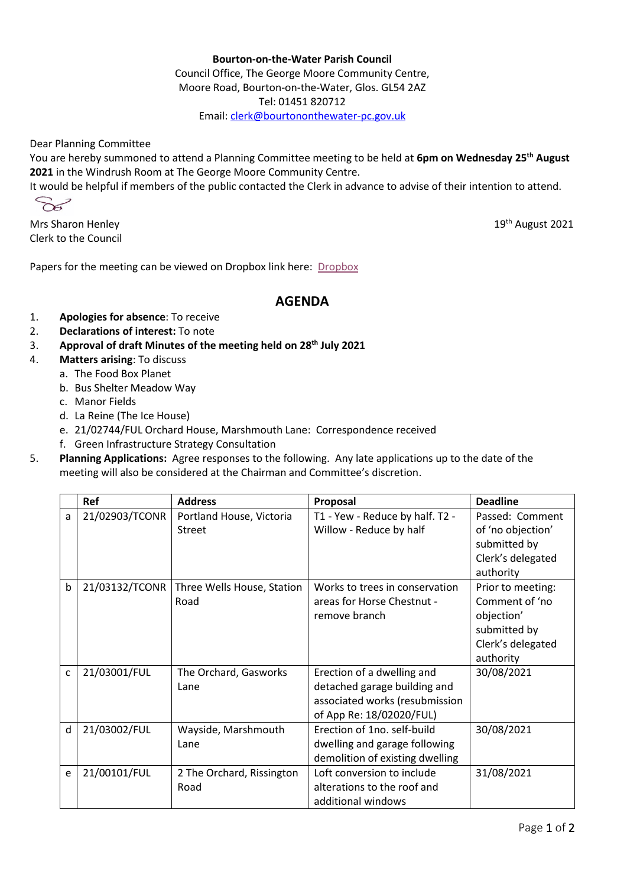**Bourton-on-the-Water Parish Council**
Council Office, The George Moore Community Centre,
Moore Road, Bourton-on-the-Water, Glos. GL54 2AZ
Tel: 01451 820712
Email: clerk@bourtononthewater-pc.gov.uk

Dear Planning Committee
You are hereby summoned to attend a Planning Committee meeting to be held at **6pm on Wednesday 25th August 2021** in the Windrush Room at The George Moore Community Centre.
It would be helpful if members of the public contacted the Clerk in advance to advise of their intention to attend.

Mrs Sharon Henley
Clerk to the Council

19th August 2021

Papers for the meeting can be viewed on Dropbox link here: Dropbox

## AGENDA

1. **Apologies for absence**: To receive
2. **Declarations of interest:** To note
3. **Approval of draft Minutes of the meeting held on 28th July 2021**
4. **Matters arising**: To discuss
   a. The Food Box Planet
   b. Bus Shelter Meadow Way
   c. Manor Fields
   d. La Reine (The Ice House)
   e. 21/02744/FUL Orchard House, Marshmouth Lane: Correspondence received
   f. Green Infrastructure Strategy Consultation
5. **Planning Applications:** Agree responses to the following. Any late applications up to the date of the meeting will also be considered at the Chairman and Committee's discretion.

| | Ref | Address | Proposal | Deadline |
|---|---|---|---|---|
| a | 21/02903/TCONR | Portland House, Victoria Street | T1 - Yew - Reduce by half. T2 - Willow - Reduce by half | Passed: Comment of 'no objection' submitted by Clerk's delegated authority |
| b | 21/03132/TCONR | Three Wells House, Station Road | Works to trees in conservation areas for Horse Chestnut - remove branch | Prior to meeting: Comment of 'no objection' submitted by Clerk's delegated authority |
| c | 21/03001/FUL | The Orchard, Gasworks Lane | Erection of a dwelling and detached garage building and associated works (resubmission of App Re: 18/02020/FUL) | 30/08/2021 |
| d | 21/03002/FUL | Wayside, Marshmouth Lane | Erection of 1no. self-build dwelling and garage following demolition of existing dwelling | 30/08/2021 |
| e | 21/00101/FUL | 2 The Orchard, Rissington Road | Loft conversion to include alterations to the roof and additional windows | 31/08/2021 |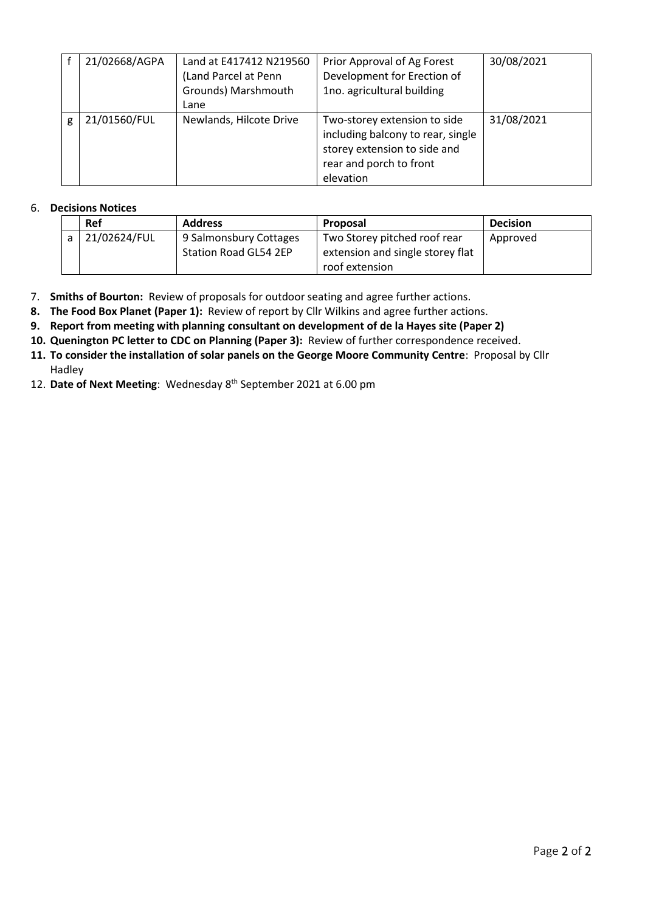| | | | | |
|---|---|---|---|---|
| f | 21/02668/AGPA | Land at E417412 N219560 (Land Parcel at Penn Grounds) Marshmouth Lane | Prior Approval of Ag Forest Development for Erection of 1no. agricultural building | 30/08/2021 |
| g | 21/01560/FUL | Newlands, Hilcote Drive | Two-storey extension to side including balcony to rear, single storey extension to side and rear and porch to front elevation | 31/08/2021 |

6. **Decisions Notices**

| | Ref | Address | Proposal | Decision |
|---|---|---|---|---|
| a | 21/02624/FUL | 9 Salmonsbury Cottages Station Road GL54 2EP | Two Storey pitched roof rear extension and single storey flat roof extension | Approved |

7. **Smiths of Bourton:** Review of proposals for outdoor seating and agree further actions.
8. **The Food Box Planet (Paper 1):** Review of report by Cllr Wilkins and agree further actions.
9. **Report from meeting with planning consultant on development of de la Hayes site (Paper 2)**
10. **Quenington PC letter to CDC on Planning (Paper 3):** Review of further correspondence received.
11. **To consider the installation of solar panels on the George Moore Community Centre**: Proposal by Cllr Hadley
12. **Date of Next Meeting**: Wednesday 8th September 2021 at 6.00 pm